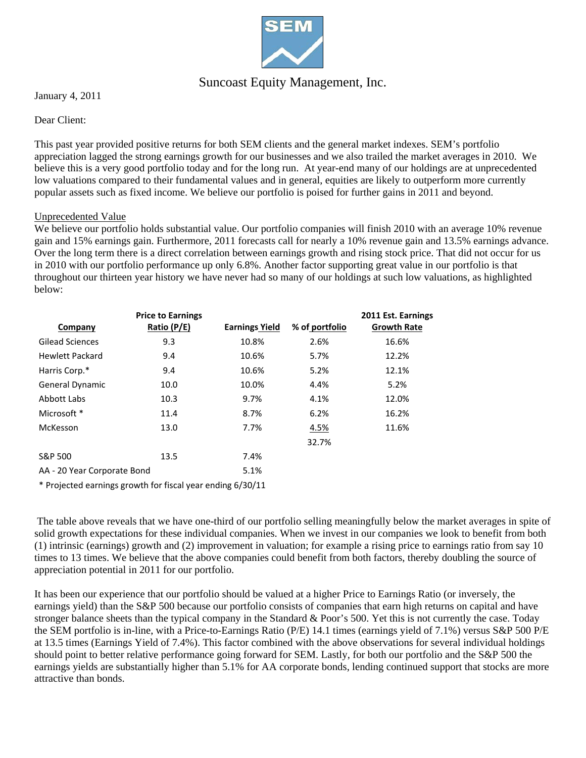Suncoast Equity Management, Inc.

January 4, 2011

Dear Client:

This past year provided positive returns for both SEM clients and the general market indexes. SEM's portfolio appreciation lagged the strong earnings growth for our businesses and we also trailed the market averages in 2010. We believe this is a very good portfolio today and for the long run. At year-end many of our holdings are at unprecedented low valuations compared to their fundamental values and in general, equities are likely to outperform more currently popular assets such as fixed income. We believe our portfolio is poised for further gains in 2011 and beyond.

Unprecedented Value

We believe our portfolio holds substantial value. Our portfolio companies will finish 2010 with an average 10% revenue gain and 15% earnings gain. Furthermore, 2011 forecasts call for nearly a 10% revenue gain and 13.5% earnings advance. Over the long term there is a direct correlation between earnings growth and rising stock price. That did not occur for us in 2010 with our portfolio performance up only 6.8%. Another factor supporting great value in our portfolio is that throughout our thirteen year history we have never had so many of our holdings at such low valuations, as highlighted below:

| Company | Price to Earnings Ratio (P/E) | Earnings Yield | % of portfolio | 2011 Est. Earnings Growth Rate |
|---|---|---|---|---|
| Gilead Sciences | 9.3 | 10.8% | 2.6% | 16.6% |
| Hewlett Packard | 9.4 | 10.6% | 5.7% | 12.2% |
| Harris Corp.* | 9.4 | 10.6% | 5.2% | 12.1% |
| General Dynamic | 10.0 | 10.0% | 4.4% | 5.2% |
| Abbott Labs | 10.3 | 9.7% | 4.1% | 12.0% |
| Microsoft * | 11.4 | 8.7% | 6.2% | 16.2% |
| McKesson | 13.0 | 7.7% | 4.5% | 11.6% |
| | | | 32.7% | |
| S&P 500 | 13.5 | 7.4% | | |
| AA - 20 Year Corporate Bond | | 5.1% | | |

\* Projected earnings growth for fiscal year ending 6/30/11

The table above reveals that we have one-third of our portfolio selling meaningfully below the market averages in spite of solid growth expectations for these individual companies. When we invest in our companies we look to benefit from both (1) intrinsic (earnings) growth and (2) improvement in valuation; for example a rising price to earnings ratio from say 10 times to 13 times. We believe that the above companies could benefit from both factors, thereby doubling the source of appreciation potential in 2011 for our portfolio.

It has been our experience that our portfolio should be valued at a higher Price to Earnings Ratio (or inversely, the earnings yield) than the S&P 500 because our portfolio consists of companies that earn high returns on capital and have stronger balance sheets than the typical company in the Standard & Poor's 500. Yet this is not currently the case. Today the SEM portfolio is in-line, with a Price-to-Earnings Ratio (P/E) 14.1 times (earnings yield of 7.1%) versus S&P 500 P/E at 13.5 times (Earnings Yield of 7.4%). This factor combined with the above observations for several individual holdings should point to better relative performance going forward for SEM. Lastly, for both our portfolio and the S&P 500 the earnings yields are substantially higher than 5.1% for AA corporate bonds, lending continued support that stocks are more attractive than bonds.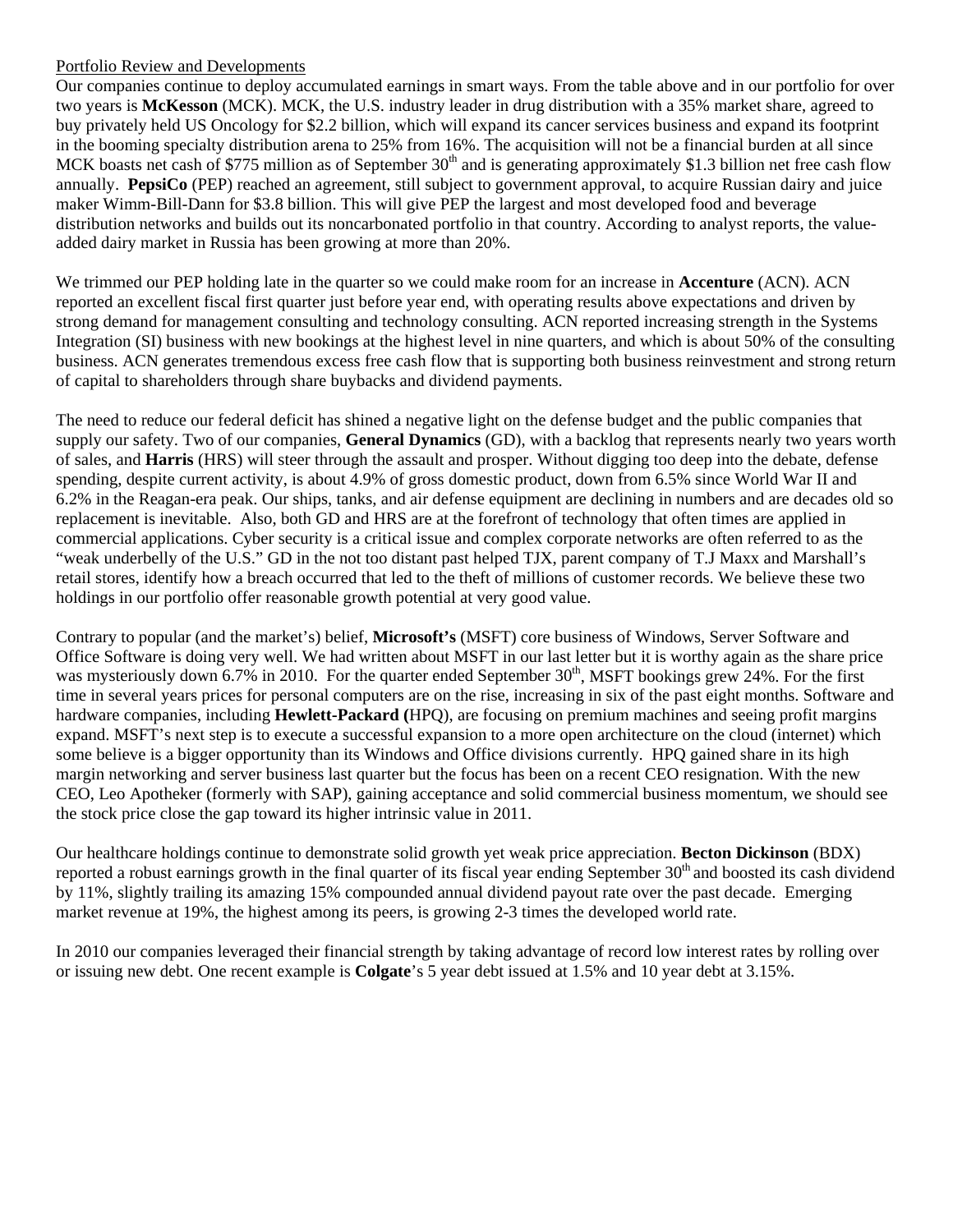Portfolio Review and Developments

Our companies continue to deploy accumulated earnings in smart ways. From the table above and in our portfolio for over two years is **McKesson** (MCK). MCK, the U.S. industry leader in drug distribution with a 35% market share, agreed to buy privately held US Oncology for $2.2 billion, which will expand its cancer services business and expand its footprint in the booming specialty distribution arena to 25% from 16%. The acquisition will not be a financial burden at all since MCK boasts net cash of $775 million as of September 30th and is generating approximately $1.3 billion net free cash flow annually. **PepsiCo** (PEP) reached an agreement, still subject to government approval, to acquire Russian dairy and juice maker Wimm-Bill-Dann for $3.8 billion. This will give PEP the largest and most developed food and beverage distribution networks and builds out its noncarbonated portfolio in that country. According to analyst reports, the value-added dairy market in Russia has been growing at more than 20%.

We trimmed our PEP holding late in the quarter so we could make room for an increase in **Accenture** (ACN). ACN reported an excellent fiscal first quarter just before year end, with operating results above expectations and driven by strong demand for management consulting and technology consulting. ACN reported increasing strength in the Systems Integration (SI) business with new bookings at the highest level in nine quarters, and which is about 50% of the consulting business. ACN generates tremendous excess free cash flow that is supporting both business reinvestment and strong return of capital to shareholders through share buybacks and dividend payments.

The need to reduce our federal deficit has shined a negative light on the defense budget and the public companies that supply our safety. Two of our companies, **General Dynamics** (GD), with a backlog that represents nearly two years worth of sales, and **Harris** (HRS) will steer through the assault and prosper. Without digging too deep into the debate, defense spending, despite current activity, is about 4.9% of gross domestic product, down from 6.5% since World War II and 6.2% in the Reagan-era peak. Our ships, tanks, and air defense equipment are declining in numbers and are decades old so replacement is inevitable. Also, both GD and HRS are at the forefront of technology that often times are applied in commercial applications. Cyber security is a critical issue and complex corporate networks are often referred to as the "weak underbelly of the U.S." GD in the not too distant past helped TJX, parent company of T.J Maxx and Marshall's retail stores, identify how a breach occurred that led to the theft of millions of customer records. We believe these two holdings in our portfolio offer reasonable growth potential at very good value.

Contrary to popular (and the market's) belief, **Microsoft's** (MSFT) core business of Windows, Server Software and Office Software is doing very well. We had written about MSFT in our last letter but it is worthy again as the share price was mysteriously down 6.7% in 2010. For the quarter ended September 30th, MSFT bookings grew 24%. For the first time in several years prices for personal computers are on the rise, increasing in six of the past eight months. Software and hardware companies, including **Hewlett-Packard (**HPQ), are focusing on premium machines and seeing profit margins expand. MSFT's next step is to execute a successful expansion to a more open architecture on the cloud (internet) which some believe is a bigger opportunity than its Windows and Office divisions currently. HPQ gained share in its high margin networking and server business last quarter but the focus has been on a recent CEO resignation. With the new CEO, Leo Apotheker (formerly with SAP), gaining acceptance and solid commercial business momentum, we should see the stock price close the gap toward its higher intrinsic value in 2011.

Our healthcare holdings continue to demonstrate solid growth yet weak price appreciation. **Becton Dickinson** (BDX) reported a robust earnings growth in the final quarter of its fiscal year ending September 30th and boosted its cash dividend by 11%, slightly trailing its amazing 15% compounded annual dividend payout rate over the past decade. Emerging market revenue at 19%, the highest among its peers, is growing 2-3 times the developed world rate.

In 2010 our companies leveraged their financial strength by taking advantage of record low interest rates by rolling over or issuing new debt. One recent example is **Colgate**'s 5 year debt issued at 1.5% and 10 year debt at 3.15%.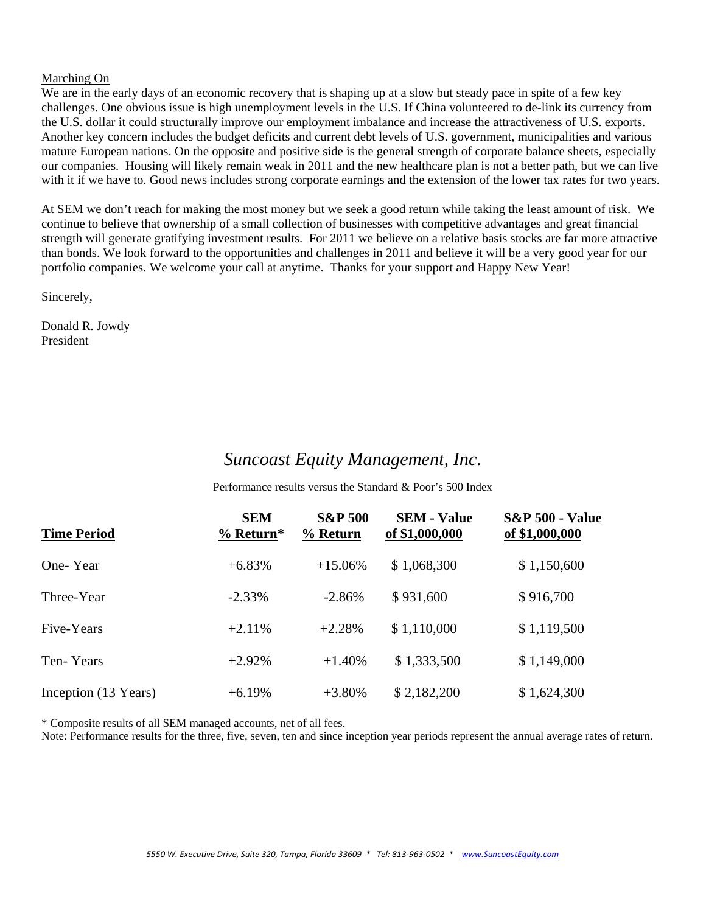Marching On

We are in the early days of an economic recovery that is shaping up at a slow but steady pace in spite of a few key challenges. One obvious issue is high unemployment levels in the U.S. If China volunteered to de-link its currency from the U.S. dollar it could structurally improve our employment imbalance and increase the attractiveness of U.S. exports. Another key concern includes the budget deficits and current debt levels of U.S. government, municipalities and various mature European nations. On the opposite and positive side is the general strength of corporate balance sheets, especially our companies. Housing will likely remain weak in 2011 and the new healthcare plan is not a better path, but we can live with it if we have to. Good news includes strong corporate earnings and the extension of the lower tax rates for two years.

At SEM we don't reach for making the most money but we seek a good return while taking the least amount of risk. We continue to believe that ownership of a small collection of businesses with competitive advantages and great financial strength will generate gratifying investment results. For 2011 we believe on a relative basis stocks are far more attractive than bonds. We look forward to the opportunities and challenges in 2011 and believe it will be a very good year for our portfolio companies. We welcome your call at anytime. Thanks for your support and Happy New Year!

Sincerely,

Donald R. Jowdy
President

## *Suncoast Equity Management, Inc.*

Performance results versus the Standard & Poor's 500 Index

| Time Period | SEM % Return* | S&P 500 % Return | SEM - Value of $1,000,000 | S&P 500 - Value of $1,000,000 |
|---|---|---|---|---|
| One- Year | +6.83% | +15.06% | $ 1,068,300 | $ 1,150,600 |
| Three-Year | -2.33% | -2.86% | $ 931,600 | $ 916,700 |
| Five-Years | +2.11% | +2.28% | $ 1,110,000 | $ 1,119,500 |
| Ten- Years | +2.92% | +1.40% | $ 1,333,500 | $ 1,149,000 |
| Inception (13 Years) | +6.19% | +3.80% | $ 2,182,200 | $ 1,624,300 |

* Composite results of all SEM managed accounts, net of all fees.
Note: Performance results for the three, five, seven, ten and since inception year periods represent the annual average rates of return.

*5550 W. Executive Drive, Suite 320, Tampa, Florida 33609 * Tel: 813-963-0502 * www.SuncoastEquity.com*